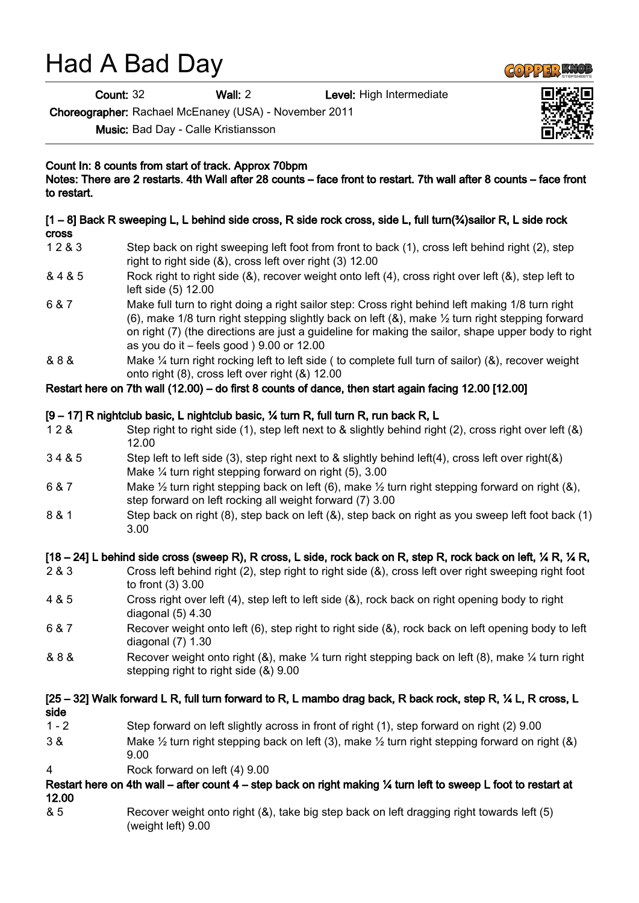# Had A Bad Day

**Count:** 32 **Wall:** 2 **Level:** High Intermediate

**Choreographer:** Rachael McEnaney (USA) - November 2011

**Music:** Bad Day - Calle Kristiansson

**Count In: 8 counts from start of track. Approx 70bpm**

**Notes: There are 2 restarts. 4th Wall after 28 counts – face front to restart. 7th wall after 8 counts – face front to restart.**

**[1 – 8] Back R sweeping L, L behind side cross, R side rock cross, side L, full turn(¾)sailor R, L side rock cross**

| | |
|---|---|
| 1 2 & 3 | Step back on right sweeping left foot from front to back (1), cross left behind right (2), step right to right side (&), cross left over right (3) 12.00 |
| & 4 & 5 | Rock right to right side (&), recover weight onto left (4), cross right over left (&), step left to left side (5) 12.00 |
| 6 & 7 | Make full turn to right doing a right sailor step: Cross right behind left making 1/8 turn right (6), make 1/8 turn right stepping slightly back on left (&), make ½ turn right stepping forward on right (7) (the directions are just a guideline for making the sailor, shape upper body to right as you do it – feels good ) 9.00 or 12.00 |
| & 8 & | Make ¼ turn right rocking left to left side ( to complete full turn of sailor) (&), recover weight onto right (8), cross left over right (&) 12.00 |

**Restart here on 7th wall (12.00) – do first 8 counts of dance, then start again facing 12.00 [12.00]**

**[9 – 17] R nightclub basic, L nightclub basic, ¼ turn R, full turn R, run back R, L**

| | |
|---|---|
| 1 2 & | Step right to right side (1), step left next to & slightly behind right (2), cross right over left (&) 12.00 |
| 3 4 & 5 | Step left to left side (3), step right next to & slightly behind left(4), cross left over right(&) Make ¼ turn right stepping forward on right (5), 3.00 |
| 6 & 7 | Make ½ turn right stepping back on left (6), make ½ turn right stepping forward on right (&), step forward on left rocking all weight forward (7) 3.00 |
| 8 & 1 | Step back on right (8), step back on left (&), step back on right as you sweep left foot back (1) 3.00 |

**[18 – 24] L behind side cross (sweep R), R cross, L side, rock back on R, step R, rock back on left, ¼ R, ¼ R,**

| | |
|---|---|
| 2 & 3 | Cross left behind right (2), step right to right side (&), cross left over right sweeping right foot to front (3) 3.00 |
| 4 & 5 | Cross right over left (4), step left to left side (&), rock back on right opening body to right diagonal (5) 4.30 |
| 6 & 7 | Recover weight onto left (6), step right to right side (&), rock back on left opening body to left diagonal (7) 1.30 |
| & 8 & | Recover weight onto right (&), make ¼ turn right stepping back on left (8), make ¼ turn right stepping right to right side (&) 9.00 |

**[25 – 32] Walk forward L R, full turn forward to R, L mambo drag back, R back rock, step R, ¼ L, R cross, L side**

| | |
|---|---|
| 1 - 2 | Step forward on left slightly across in front of right (1), step forward on right (2) 9.00 |
| 3 & | Make ½ turn right stepping back on left (3), make ½ turn right stepping forward on right (&) 9.00 |
| 4 | Rock forward on left (4) 9.00 |

**Restart here on 4th wall – after count 4 – step back on right making ¼ turn left to sweep L foot to restart at 12.00**

| | |
|---|---|
| & 5 | Recover weight onto right (&), take big step back on left dragging right towards left (5) (weight left) 9.00 |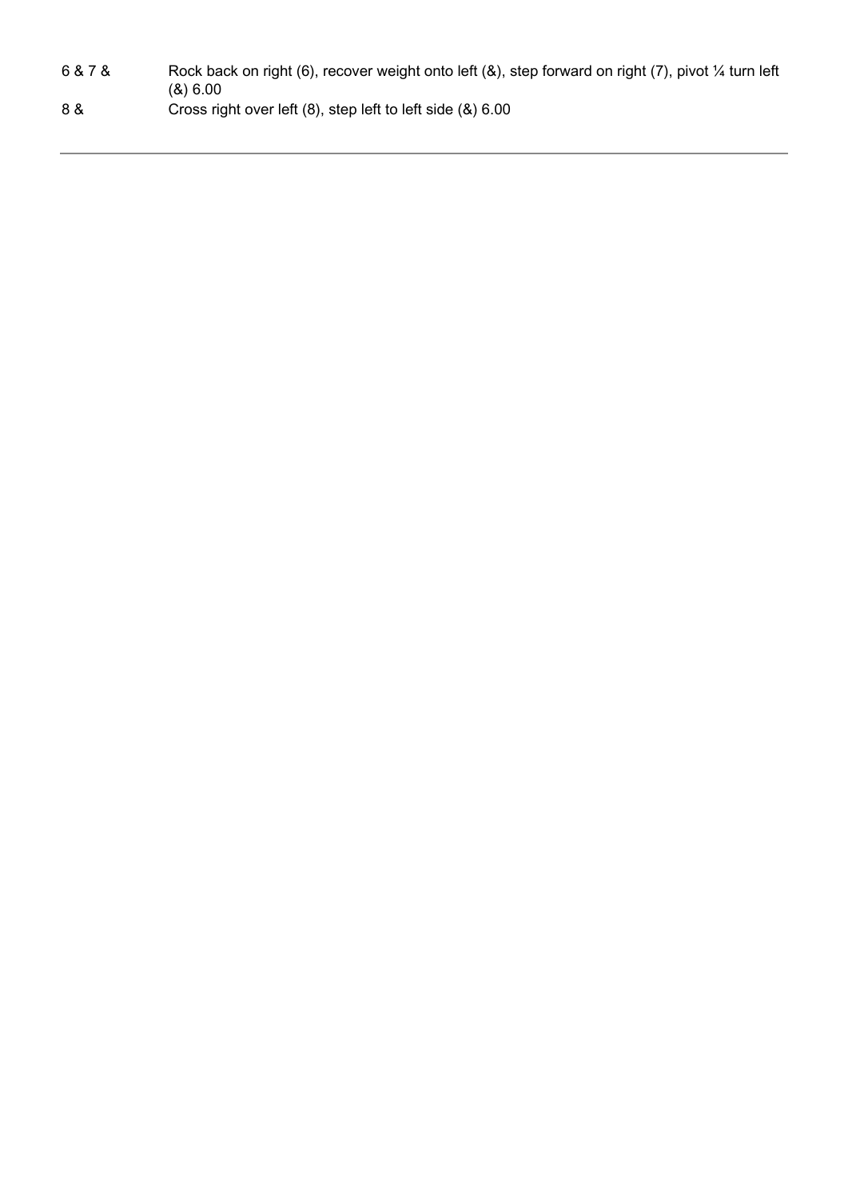| | |
|---|---|
| 6 & 7 & | Rock back on right (6), recover weight onto left (&), step forward on right (7), pivot ¼ turn left (&) 6.00 |
| 8 & | Cross right over left (8), step left to left side (&) 6.00 |

---